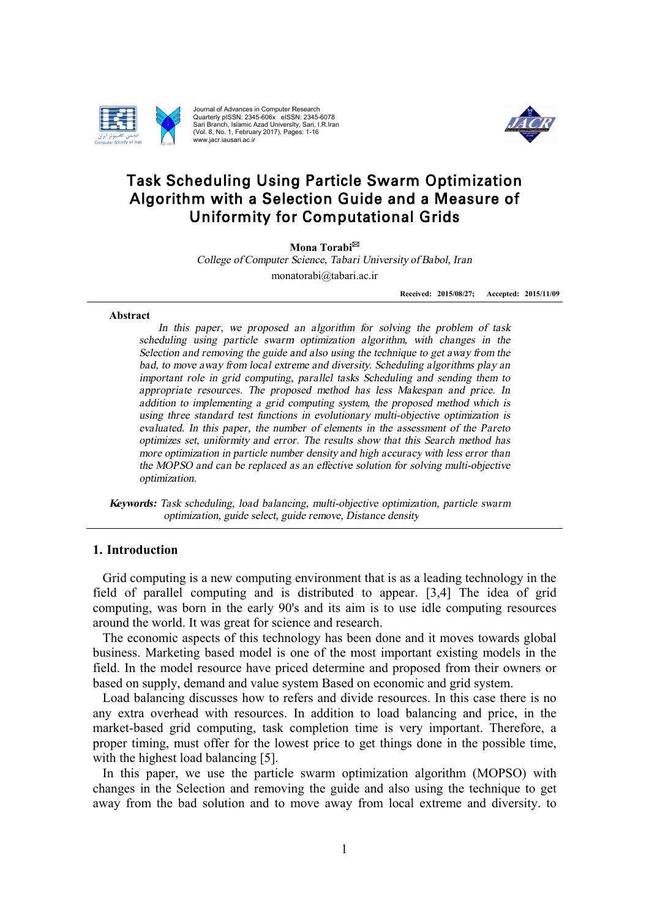# Task Scheduling Using Particle Swarm Optimization Algorithm with a Selection Guide and a Measure of Uniformity for Computational Grids

**Mona Torabi**✉

*College of Computer Science, Tabari University of Babol, Iran*

monatorabi@tabari.ac.ir

**Received: 2015/08/27; Accepted: 2015/11/09**

---

**Abstract**

*In this paper, we proposed an algorithm for solving the problem of task scheduling using particle swarm optimization algorithm, with changes in the Selection and removing the guide and also using the technique to get away from the bad, to move away from local extreme and diversity. Scheduling algorithms play an important role in grid computing, parallel tasks Scheduling and sending them to appropriate resources. The proposed method has less Makespan and price. In addition to implementing a grid computing system, the proposed method which is using three standard test functions in evolutionary multi-objective optimization is evaluated. In this paper, the number of elements in the assessment of the Pareto optimizes set, uniformity and error. The results show that this Search method has more optimization in particle number density and high accuracy with less error than the MOPSO and can be replaced as an effective solution for solving multi-objective optimization.*

***Keywords:*** *Task scheduling, load balancing, multi-objective optimization, particle swarm optimization, guide select, guide remove, Distance density*

---

## 1. Introduction

Grid computing is a new computing environment that is as a leading technology in the field of parallel computing and is distributed to appear. [3,4] The idea of grid computing, was born in the early 90's and its aim is to use idle computing resources around the world. It was great for science and research.

The economic aspects of this technology has been done and it moves towards global business. Marketing based model is one of the most important existing models in the field. In the model resource have priced determine and proposed from their owners or based on supply, demand and value system Based on economic and grid system.

Load balancing discusses how to refers and divide resources. In this case there is no any extra overhead with resources. In addition to load balancing and price, in the market-based grid computing, task completion time is very important. Therefore, a proper timing, must offer for the lowest price to get things done in the possible time, with the highest load balancing [5].

In this paper, we use the particle swarm optimization algorithm (MOPSO) with changes in the Selection and removing the guide and also using the technique to get away from the bad solution and to move away from local extreme and diversity. to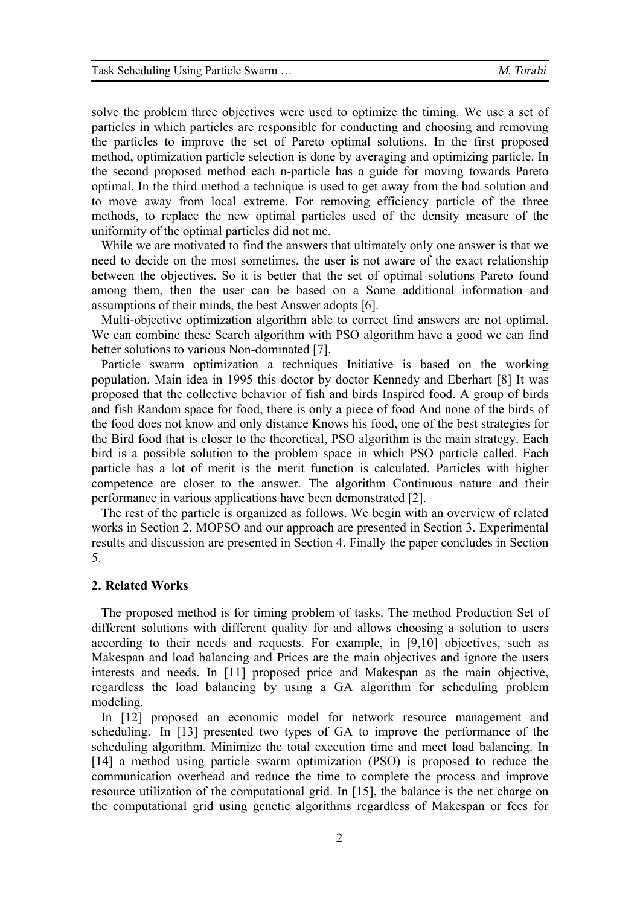solve the problem three objectives were used to optimize the timing. We use a set of particles in which particles are responsible for conducting and choosing and removing the particles to improve the set of Pareto optimal solutions. In the first proposed method, optimization particle selection is done by averaging and optimizing particle. In the second proposed method each n-particle has a guide for moving towards Pareto optimal. In the third method a technique is used to get away from the bad solution and to move away from local extreme. For removing efficiency particle of the three methods, to replace the new optimal particles used of the density measure of the uniformity of the optimal particles did not me.

While we are motivated to find the answers that ultimately only one answer is that we need to decide on the most sometimes, the user is not aware of the exact relationship between the objectives. So it is better that the set of optimal solutions Pareto found among them, then the user can be based on a Some additional information and assumptions of their minds, the best Answer adopts [6].

Multi-objective optimization algorithm able to correct find answers are not optimal. We can combine these Search algorithm with PSO algorithm have a good we can find better solutions to various Non-dominated [7].

Particle swarm optimization a techniques Initiative is based on the working population. Main idea in 1995 this doctor by doctor Kennedy and Eberhart [8] It was proposed that the collective behavior of fish and birds Inspired food. A group of birds and fish Random space for food, there is only a piece of food And none of the birds of the food does not know and only distance Knows his food, one of the best strategies for the Bird food that is closer to the theoretical, PSO algorithm is the main strategy. Each bird is a possible solution to the problem space in which PSO particle called. Each particle has a lot of merit is the merit function is calculated. Particles with higher competence are closer to the answer. The algorithm Continuous nature and their performance in various applications have been demonstrated [2].

The rest of the particle is organized as follows. We begin with an overview of related works in Section 2. MOPSO and our approach are presented in Section 3. Experimental results and discussion are presented in Section 4. Finally the paper concludes in Section 5.

## 2. Related Works

The proposed method is for timing problem of tasks. The method Production Set of different solutions with different quality for and allows choosing a solution to users according to their needs and requests. For example, in [9,10] objectives, such as Makespan and load balancing and Prices are the main objectives and ignore the users interests and needs. In [11] proposed price and Makespan as the main objective, regardless the load balancing by using a GA algorithm for scheduling problem modeling.

In [12] proposed an economic model for network resource management and scheduling. In [13] presented two types of GA to improve the performance of the scheduling algorithm. Minimize the total execution time and meet load balancing. In [14] a method using particle swarm optimization (PSO) is proposed to reduce the communication overhead and reduce the time to complete the process and improve resource utilization of the computational grid. In [15], the balance is the net charge on the computational grid using genetic algorithms regardless of Makespan or fees for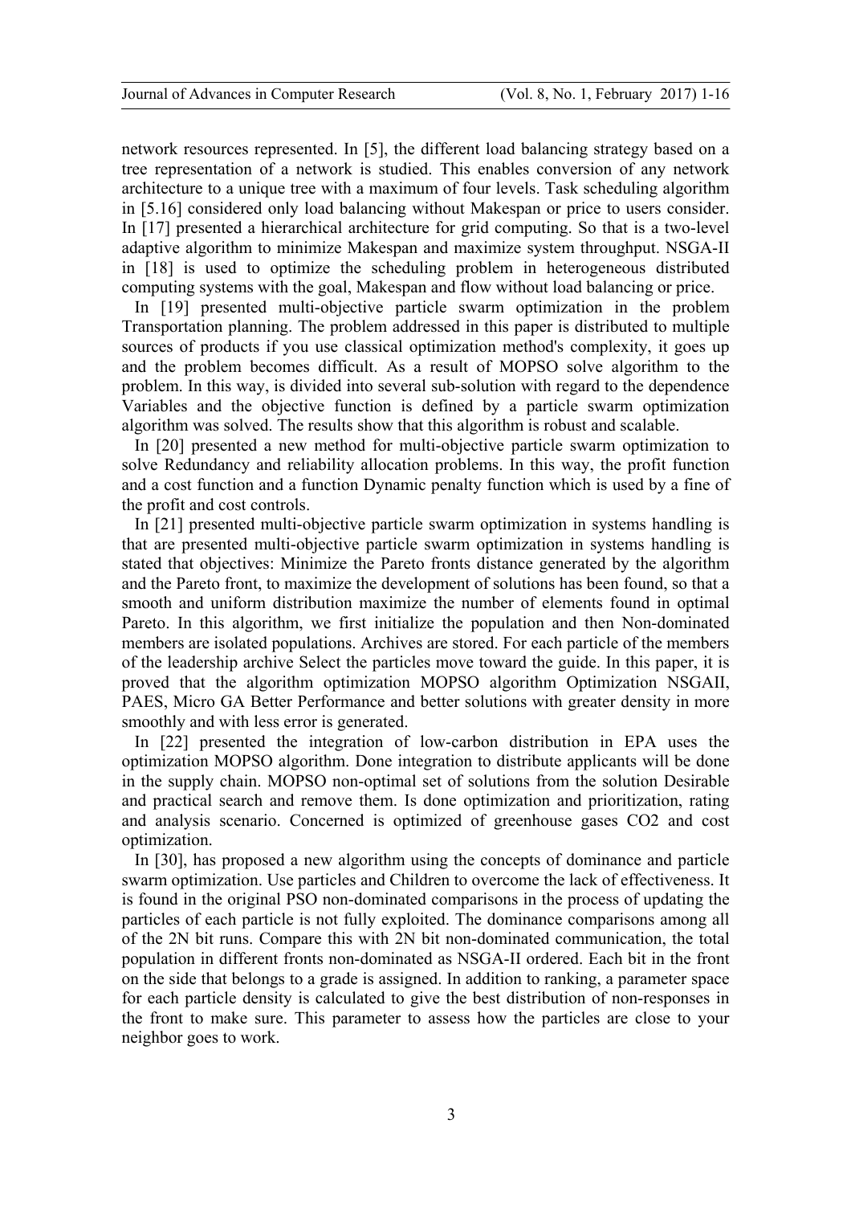network resources represented. In [5], the different load balancing strategy based on a tree representation of a network is studied. This enables conversion of any network architecture to a unique tree with a maximum of four levels. Task scheduling algorithm in [5.16] considered only load balancing without Makespan or price to users consider. In [17] presented a hierarchical architecture for grid computing. So that is a two-level adaptive algorithm to minimize Makespan and maximize system throughput. NSGA-II in [18] is used to optimize the scheduling problem in heterogeneous distributed computing systems with the goal, Makespan and flow without load balancing or price.

In [19] presented multi-objective particle swarm optimization in the problem Transportation planning. The problem addressed in this paper is distributed to multiple sources of products if you use classical optimization method's complexity, it goes up and the problem becomes difficult. As a result of MOPSO solve algorithm to the problem. In this way, is divided into several sub-solution with regard to the dependence Variables and the objective function is defined by a particle swarm optimization algorithm was solved. The results show that this algorithm is robust and scalable.

In [20] presented a new method for multi-objective particle swarm optimization to solve Redundancy and reliability allocation problems. In this way, the profit function and a cost function and a function Dynamic penalty function which is used by a fine of the profit and cost controls.

In [21] presented multi-objective particle swarm optimization in systems handling is that are presented multi-objective particle swarm optimization in systems handling is stated that objectives: Minimize the Pareto fronts distance generated by the algorithm and the Pareto front, to maximize the development of solutions has been found, so that a smooth and uniform distribution maximize the number of elements found in optimal Pareto. In this algorithm, we first initialize the population and then Non-dominated members are isolated populations. Archives are stored. For each particle of the members of the leadership archive Select the particles move toward the guide. In this paper, it is proved that the algorithm optimization MOPSO algorithm Optimization NSGAII, PAES, Micro GA Better Performance and better solutions with greater density in more smoothly and with less error is generated.

In [22] presented the integration of low-carbon distribution in EPA uses the optimization MOPSO algorithm. Done integration to distribute applicants will be done in the supply chain. MOPSO non-optimal set of solutions from the solution Desirable and practical search and remove them. Is done optimization and prioritization, rating and analysis scenario. Concerned is optimized of greenhouse gases $CO_2$ and cost optimization.

In [30], has proposed a new algorithm using the concepts of dominance and particle swarm optimization. Use particles and Children to overcome the lack of effectiveness. It is found in the original PSO non-dominated comparisons in the process of updating the particles of each particle is not fully exploited. The dominance comparisons among all of the 2N bit runs. Compare this with 2N bit non-dominated communication, the total population in different fronts non-dominated as NSGA-II ordered. Each bit in the front on the side that belongs to a grade is assigned. In addition to ranking, a parameter space for each particle density is calculated to give the best distribution of non-responses in the front to make sure. This parameter to assess how the particles are close to your neighbor goes to work.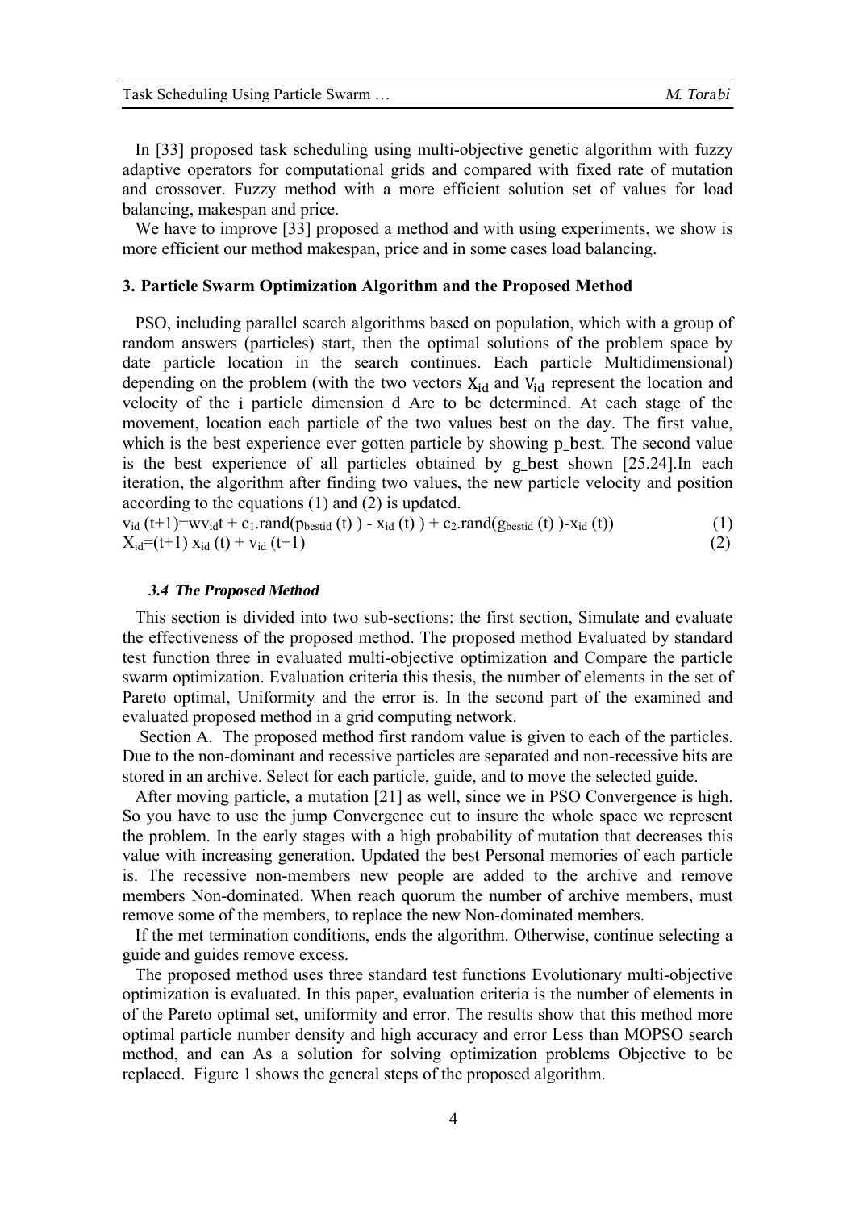In [33] proposed task scheduling using multi-objective genetic algorithm with fuzzy adaptive operators for computational grids and compared with fixed rate of mutation and crossover. Fuzzy method with a more efficient solution set of values for load balancing, makespan and price.

We have to improve [33] proposed a method and with using experiments, we show is more efficient our method makespan, price and in some cases load balancing.

## 3. Particle Swarm Optimization Algorithm and the Proposed Method

PSO, including parallel search algorithms based on population, which with a group of random answers (particles) start, then the optimal solutions of the problem space by date particle location in the search continues. Each particle Multidimensional) depending on the problem (with the two vectors $X_{id}$ and $V_{id}$ represent the location and velocity of the $i$ particle dimension d Are to be determined. At each stage of the movement, location each particle of the two values best on the day. The first value, which is the best experience ever gotten particle by showing $p\_best$. The second value is the best experience of all particles obtained by $g\_best$ shown [25.24].In each iteration, the algorithm after finding two values, the new particle velocity and position according to the equations (1) and (2) is updated.

$$v_{id}(t+1)=wv_{id}t + c_1.\text{rand}(p_{bestid}(t) - x_{id}(t)) + c_2.\text{rand}(g_{bestid}(t) - x_{id}(t)) \quad (1)$$

$$X_{id}=(t+1)\, x_{id}(t) + v_{id}(t+1) \quad (2)$$

### *3.4 The Proposed Method*

This section is divided into two sub-sections: the first section, Simulate and evaluate the effectiveness of the proposed method. The proposed method Evaluated by standard test function three in evaluated multi-objective optimization and Compare the particle swarm optimization. Evaluation criteria this thesis, the number of elements in the set of Pareto optimal, Uniformity and the error is. In the second part of the examined and evaluated proposed method in a grid computing network.

Section A. The proposed method first random value is given to each of the particles. Due to the non-dominant and recessive particles are separated and non-recessive bits are stored in an archive. Select for each particle, guide, and to move the selected guide.

After moving particle, a mutation [21] as well, since we in PSO Convergence is high. So you have to use the jump Convergence cut to insure the whole space we represent the problem. In the early stages with a high probability of mutation that decreases this value with increasing generation. Updated the best Personal memories of each particle is. The recessive non-members new people are added to the archive and remove members Non-dominated. When reach quorum the number of archive members, must remove some of the members, to replace the new Non-dominated members.

If the met termination conditions, ends the algorithm. Otherwise, continue selecting a guide and guides remove excess.

The proposed method uses three standard test functions Evolutionary multi-objective optimization is evaluated. In this paper, evaluation criteria is the number of elements in of the Pareto optimal set, uniformity and error. The results show that this method more optimal particle number density and high accuracy and error Less than MOPSO search method, and can As a solution for solving optimization problems Objective to be replaced. Figure 1 shows the general steps of the proposed algorithm.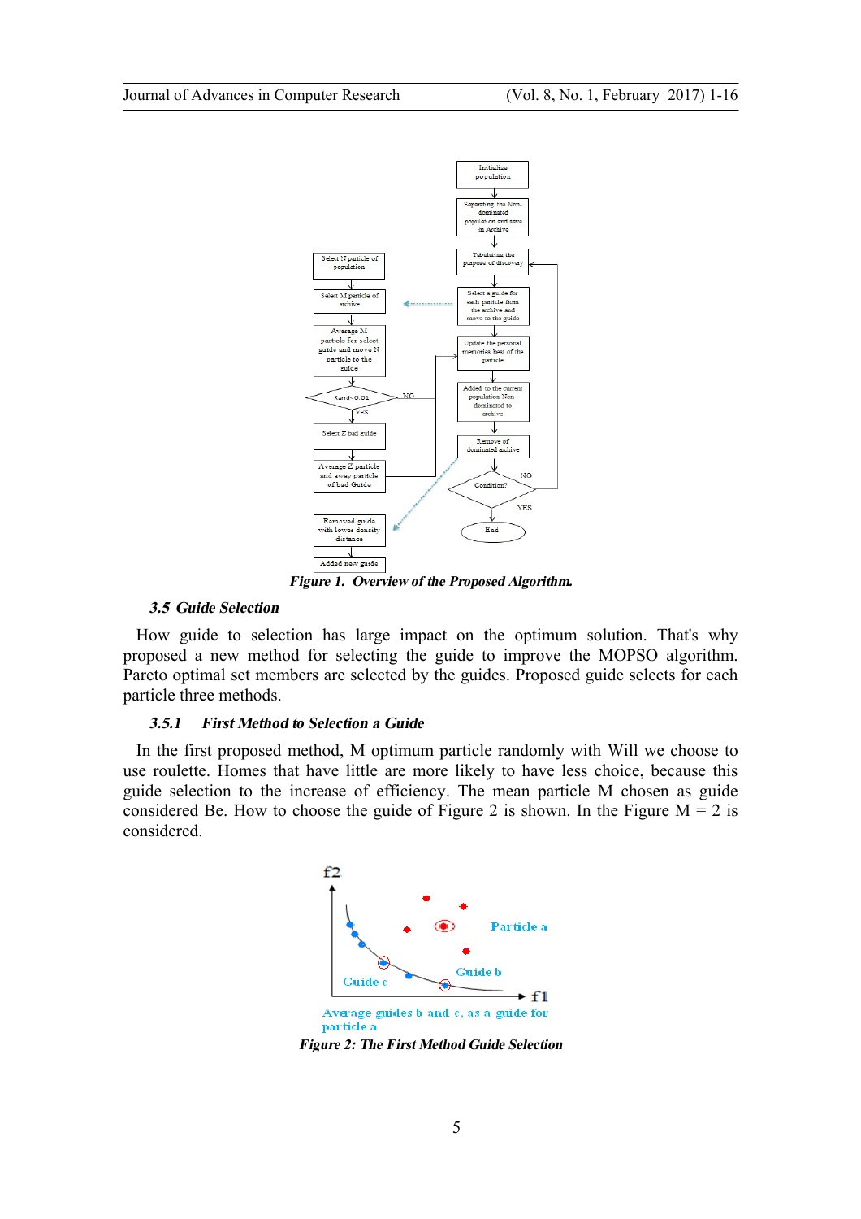Figure 1. Overview of the Proposed Algorithm.

### 3.5 Guide Selection

How guide to selection has large impact on the optimum solution. That's why proposed a new method for selecting the guide to improve the MOPSO algorithm. Pareto optimal set members are selected by the guides. Proposed guide selects for each particle three methods.

#### 3.5.1 First Method to Selection a Guide

In the first proposed method, M optimum particle randomly with Will we choose to use roulette. Homes that have little are more likely to have less choice, because this guide selection to the increase of efficiency. The mean particle M chosen as guide considered Be. How to choose the guide of Figure 2 is shown. In the Figure M = 2 is considered.

Figure 2: The First Method Guide Selection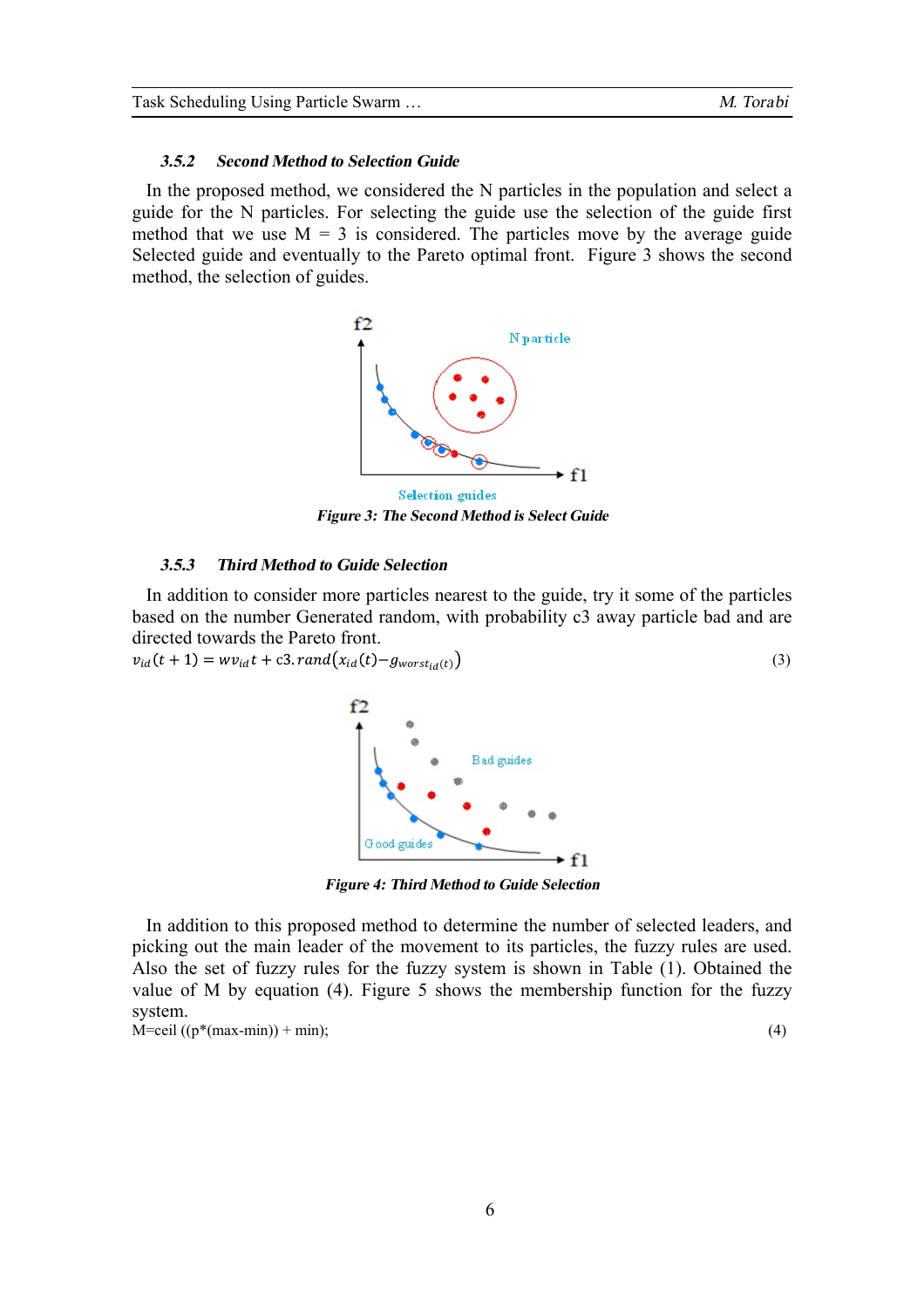### 3.5.2 *Second Method to Selection Guide*

In the proposed method, we considered the N particles in the population and select a guide for the N particles. For selecting the guide use the selection of the guide first method that we use M = 3 is considered. The particles move by the average guide Selected guide and eventually to the Pareto optimal front. Figure 3 shows the second method, the selection of guides.

***Figure 3: The Second Method is Select Guide***

### 3.5.3 *Third Method to Guide Selection*

In addition to consider more particles nearest to the guide, try it some of the particles based on the number Generated random, with probability c3 away particle bad and are directed towards the Pareto front.

$$v_{id}(t+1) = wv_{id}t + \mathrm{c3}.rand\left(x_{id}(t) - g_{worst_{id}(t)}\right) \quad (3)$$

***Figure 4: Third Method to Guide Selection***

In addition to this proposed method to determine the number of selected leaders, and picking out the main leader of the movement to its particles, the fuzzy rules are used. Also the set of fuzzy rules for the fuzzy system is shown in Table (1). Obtained the value of M by equation (4). Figure 5 shows the membership function for the fuzzy system.

M=ceil ((p*(max-min)) + min); (4)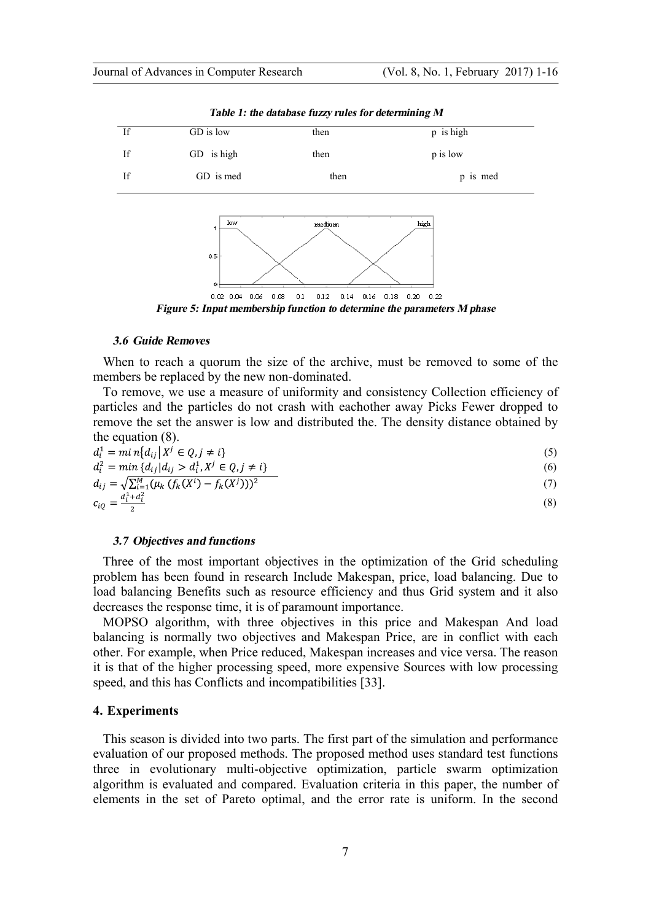*Table 1: the database fuzzy rules for determining M*

| If | GD is low | then | p is high |
|---|---|---|---|
| If | GD is high | then | p is low |
| If | GD is med | then | p is med |

*Figure 5: Input membership function to determine the parameters M phase*

### 3.6 Guide Removes

When to reach a quorum the size of the archive, must be removed to some of the members be replaced by the new non-dominated.

To remove, we use a measure of uniformity and consistency Collection efficiency of particles and the particles do not crash with eachother away Picks Fewer dropped to remove the set the answer is low and distributed the. The density distance obtained by the equation (8).

$$d_i^1 = \min\{d_{ij} \mid X^j \in Q, j \neq i\} \tag{5}$$

$$d_i^2 = \min\{d_{ij} \mid d_{ij} > d_i^1, X^j \in Q, j \neq i\} \tag{6}$$

$$d_{ij} = \sqrt{\sum_{i=1}^{M} (\mu_k (f_k(X^i) - f_k(X^j)))^2} \tag{7}$$

$$c_{iQ} = \frac{d_i^1 + d_i^2}{2} \tag{8}$$

### 3.7 Objectives and functions

Three of the most important objectives in the optimization of the Grid scheduling problem has been found in research Include Makespan, price, load balancing. Due to load balancing Benefits such as resource efficiency and thus Grid system and it also decreases the response time, it is of paramount importance.

MOPSO algorithm, with three objectives in this price and Makespan And load balancing is normally two objectives and Makespan Price, are in conflict with each other. For example, when Price reduced, Makespan increases and vice versa. The reason it is that of the higher processing speed, more expensive Sources with low processing speed, and this has Conflicts and incompatibilities [33].

## 4. Experiments

This season is divided into two parts. The first part of the simulation and performance evaluation of our proposed methods. The proposed method uses standard test functions three in evolutionary multi-objective optimization, particle swarm optimization algorithm is evaluated and compared. Evaluation criteria in this paper, the number of elements in the set of Pareto optimal, and the error rate is uniform. In the second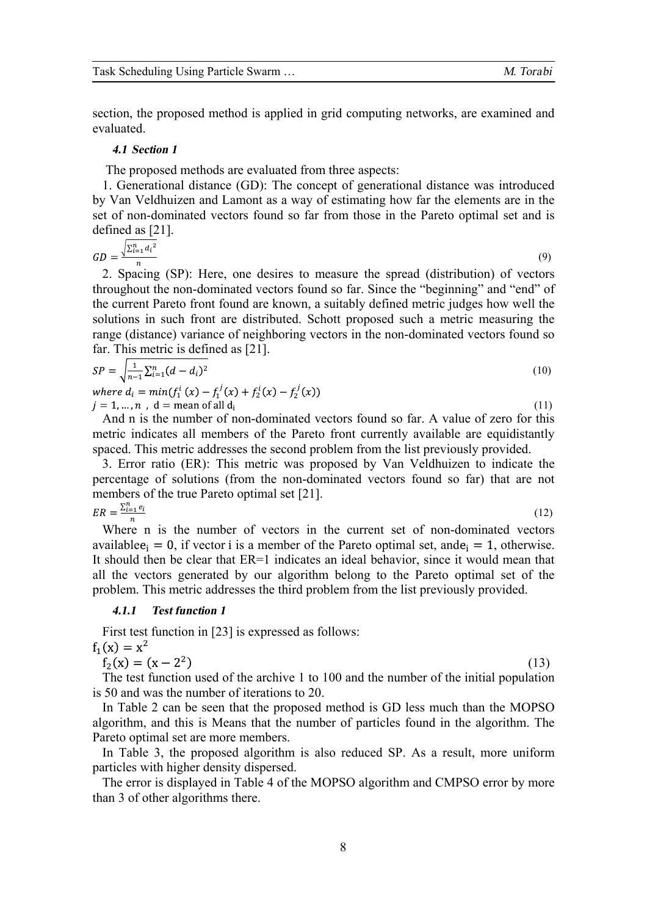section, the proposed method is applied in grid computing networks, are examined and evaluated.

### 4.1 Section 1

The proposed methods are evaluated from three aspects:

1. Generational distance (GD): The concept of generational distance was introduced by Van Veldhuizen and Lamont as a way of estimating how far the elements are in the set of non-dominated vectors found so far from those in the Pareto optimal set and is defined as [21].

$$GD = \frac{\sqrt{\sum_{i=1}^{n} {d_i}^2}}{n} \tag{9}$$

2. Spacing (SP): Here, one desires to measure the spread (distribution) of vectors throughout the non-dominated vectors found so far. Since the "beginning" and "end" of the current Pareto front found are known, a suitably defined metric judges how well the solutions in such front are distributed. Schott proposed such a metric measuring the range (distance) variance of neighboring vectors in the non-dominated vectors found so far. This metric is defined as [21].

$$SP = \sqrt{\frac{1}{n-1}\sum_{i=1}^{n}(d - d_i)^2} \tag{10}$$

$$where\ d_i = min(f_1^i(x) - f_1^j(x) + f_2^i(x) - f_2^j(x))$$

$$j = 1, \dots, n\ ,\ \mathrm{d} = \text{mean of all } \mathrm{d_i} \tag{11}$$

And n is the number of non-dominated vectors found so far. A value of zero for this metric indicates all members of the Pareto front currently available are equidistantly spaced. This metric addresses the second problem from the list previously provided.

3. Error ratio (ER): This metric was proposed by Van Veldhuizen to indicate the percentage of solutions (from the non-dominated vectors found so far) that are not members of the true Pareto optimal set [21].

$$ER = \frac{\sum_{i=1}^{n} e_i}{n} \tag{12}$$

Where n is the number of vectors in the current set of non-dominated vectors available$e_i = 0$, if vector i is a member of the Pareto optimal set, and$e_i = 1$, otherwise. It should then be clear that ER=1 indicates an ideal behavior, since it would mean that all the vectors generated by our algorithm belong to the Pareto optimal set of the problem. This metric addresses the third problem from the list previously provided.

#### 4.1.1 Test function 1

First test function in [23] is expressed as follows:

$$f_1(x) = x^2$$

$$f_2(x) = (x - 2^2) \tag{13}$$

The test function used of the archive 1 to 100 and the number of the initial population is 50 and was the number of iterations to 20.

In Table 2 can be seen that the proposed method is GD less much than the MOPSO algorithm, and this is Means that the number of particles found in the algorithm. The Pareto optimal set are more members.

In Table 3, the proposed algorithm is also reduced SP. As a result, more uniform particles with higher density dispersed.

The error is displayed in Table 4 of the MOPSO algorithm and CMPSO error by more than 3 of other algorithms there.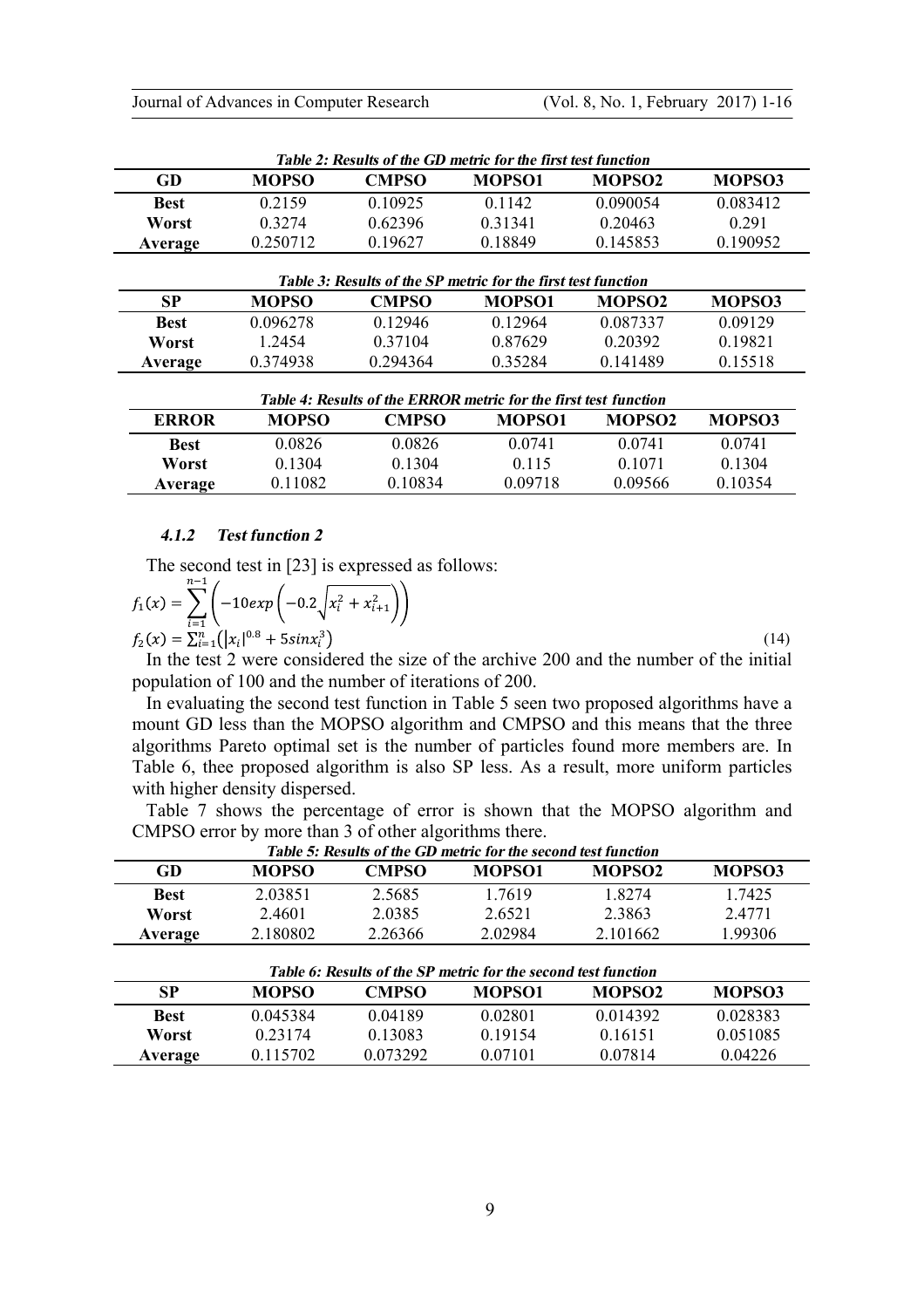*Table 2: Results of the GD metric for the first test function*

| GD | MOPSO | CMPSO | MOPSO1 | MOPSO2 | MOPSO3 |
|---|---|---|---|---|---|
| **Best** | 0.2159 | 0.10925 | 0.1142 | 0.090054 | 0.083412 |
| **Worst** | 0.3274 | 0.62396 | 0.31341 | 0.20463 | 0.291 |
| **Average** | 0.250712 | 0.19627 | 0.18849 | 0.145853 | 0.190952 |

*Table 3: Results of the SP metric for the first test function*

| SP | MOPSO | CMPSO | MOPSO1 | MOPSO2 | MOPSO3 |
|---|---|---|---|---|---|
| **Best** | 0.096278 | 0.12946 | 0.12964 | 0.087337 | 0.09129 |
| **Worst** | 1.2454 | 0.37104 | 0.87629 | 0.20392 | 0.19821 |
| **Average** | 0.374938 | 0.294364 | 0.35284 | 0.141489 | 0.15518 |

*Table 4: Results of the ERROR metric for the first test function*

| ERROR | MOPSO | CMPSO | MOPSO1 | MOPSO2 | MOPSO3 |
|---|---|---|---|---|---|
| **Best** | 0.0826 | 0.0826 | 0.0741 | 0.0741 | 0.0741 |
| **Worst** | 0.1304 | 0.1304 | 0.115 | 0.1071 | 0.1304 |
| **Average** | 0.11082 | 0.10834 | 0.09718 | 0.09566 | 0.10354 |

#### *4.1.2 Test function 2*

The second test in [23] is expressed as follows:

$$f_1(x) = \sum_{i=1}^{n-1}\left(-10exp\left(-0.2\sqrt{x_i^2 + x_{i+1}^2}\right)\right)$$
$$f_2(x) = \sum_{i=1}^{n}\left(|x_i|^{0.8} + 5sinx_i^3\right) \tag{14}$$

In the test 2 were considered the size of the archive 200 and the number of the initial population of 100 and the number of iterations of 200.

In evaluating the second test function in Table 5 seen two proposed algorithms have a mount GD less than the MOPSO algorithm and CMPSO and this means that the three algorithms Pareto optimal set is the number of particles found more members are. In Table 6, thee proposed algorithm is also SP less. As a result, more uniform particles with higher density dispersed.

Table 7 shows the percentage of error is shown that the MOPSO algorithm and CMPSO error by more than 3 of other algorithms there.

*Table 5: Results of the GD metric for the second test function*

| GD | MOPSO | CMPSO | MOPSO1 | MOPSO2 | MOPSO3 |
|---|---|---|---|---|---|
| **Best** | 2.03851 | 2.5685 | 1.7619 | 1.8274 | 1.7425 |
| **Worst** | 2.4601 | 2.0385 | 2.6521 | 2.3863 | 2.4771 |
| **Average** | 2.180802 | 2.26366 | 2.02984 | 2.101662 | 1.99306 |

*Table 6: Results of the SP metric for the second test function*

| SP | MOPSO | CMPSO | MOPSO1 | MOPSO2 | MOPSO3 |
|---|---|---|---|---|---|
| **Best** | 0.045384 | 0.04189 | 0.02801 | 0.014392 | 0.028383 |
| **Worst** | 0.23174 | 0.13083 | 0.19154 | 0.16151 | 0.051085 |
| **Average** | 0.115702 | 0.073292 | 0.07101 | 0.07814 | 0.04226 |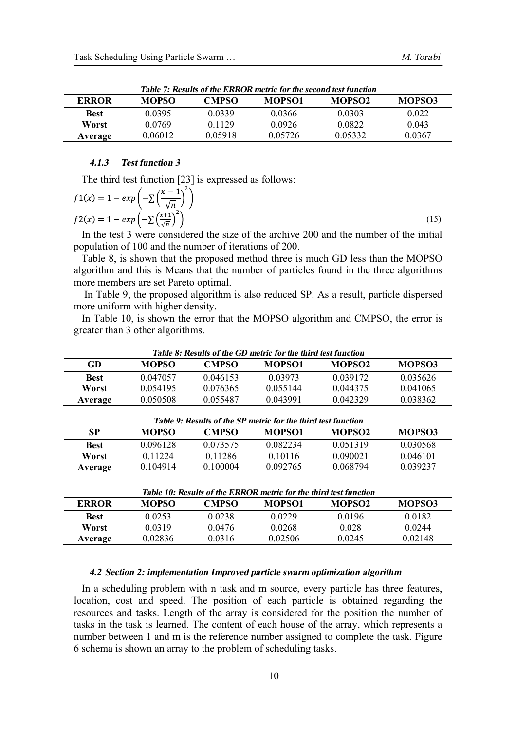*Table 7: Results of the ERROR metric for the second test function*

| ERROR | MOPSO | CMPSO | MOPSO1 | MOPSO2 | MOPSO3 |
|---|---|---|---|---|---|
| Best | 0.0395 | 0.0339 | 0.0366 | 0.0303 | 0.022 |
| Worst | 0.0769 | 0.1129 | 0.0926 | 0.0822 | 0.043 |
| Average | 0.06012 | 0.05918 | 0.05726 | 0.05332 | 0.0367 |

#### 4.1.3 Test function 3

The third test function [23] is expressed as follows:

$$f1(x) = 1 - exp\left(-\sum\left(\frac{x-1}{\sqrt{n}}\right)^2\right)$$
$$f2(x) = 1 - exp\left(-\sum\left(\frac{x+1}{\sqrt{n}}\right)^2\right) \tag{15}$$

In the test 3 were considered the size of the archive 200 and the number of the initial population of 100 and the number of iterations of 200.

Table 8, is shown that the proposed method three is much GD less than the MOPSO algorithm and this is Means that the number of particles found in the three algorithms more members are set Pareto optimal.

In Table 9, the proposed algorithm is also reduced SP. As a result, particle dispersed more uniform with higher density.

In Table 10, is shown the error that the MOPSO algorithm and CMPSO, the error is greater than 3 other algorithms.

*Table 8: Results of the GD metric for the third test function*

| GD | MOPSO | CMPSO | MOPSO1 | MOPSO2 | MOPSO3 |
|---|---|---|---|---|---|
| Best | 0.047057 | 0.046153 | 0.03973 | 0.039172 | 0.035626 |
| Worst | 0.054195 | 0.076365 | 0.055144 | 0.044375 | 0.041065 |
| Average | 0.050508 | 0.055487 | 0.043991 | 0.042329 | 0.038362 |

*Table 9: Results of the SP metric for the third test function*

| SP | MOPSO | CMPSO | MOPSO1 | MOPSO2 | MOPSO3 |
|---|---|---|---|---|---|
| Best | 0.096128 | 0.073575 | 0.082234 | 0.051319 | 0.030568 |
| Worst | 0.11224 | 0.11286 | 0.10116 | 0.090021 | 0.046101 |
| Average | 0.104914 | 0.100004 | 0.092765 | 0.068794 | 0.039237 |

*Table 10: Results of the ERROR metric for the third test function*

| ERROR | MOPSO | CMPSO | MOPSO1 | MOPSO2 | MOPSO3 |
|---|---|---|---|---|---|
| Best | 0.0253 | 0.0238 | 0.0229 | 0.0196 | 0.0182 |
| Worst | 0.0319 | 0.0476 | 0.0268 | 0.028 | 0.0244 |
| Average | 0.02836 | 0.0316 | 0.02506 | 0.0245 | 0.02148 |

### 4.2 Section 2: implementation Improved particle swarm optimization algorithm

In a scheduling problem with n task and m source, every particle has three features, location, cost and speed. The position of each particle is obtained regarding the resources and tasks. Length of the array is considered for the position the number of tasks in the task is learned. The content of each house of the array, which represents a number between 1 and m is the reference number assigned to complete the task. Figure 6 schema is shown an array to the problem of scheduling tasks.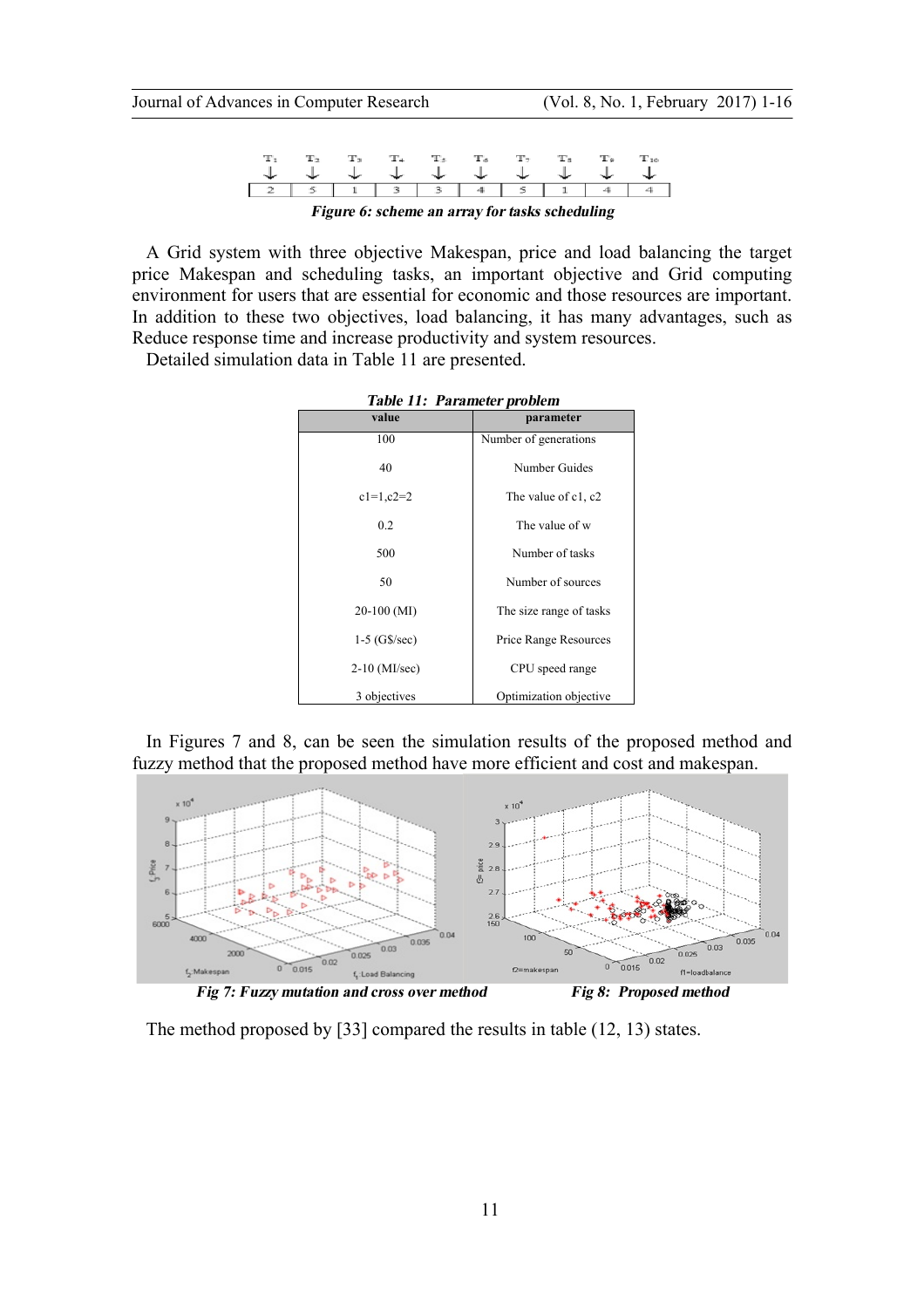| $T_1$ | $T_2$ | $T_3$ | $T_4$ | $T_5$ | $T_6$ | $T_7$ | $T_8$ | $T_9$ | $T_{10}$ |
|---|---|---|---|---|---|---|---|---|---|
| ↓ | ↓ | ↓ | ↓ | ↓ | ↓ | ↓ | ↓ | ↓ | ↓ |
| 2 | 5 | 1 | 3 | 3 | 4 | 5 | 1 | 4 | 4 |

***Figure 6: scheme an array for tasks scheduling***

A Grid system with three objective Makespan, price and load balancing the target price Makespan and scheduling tasks, an important objective and Grid computing environment for users that are essential for economic and those resources are important. In addition to these two objectives, load balancing, it has many advantages, such as Reduce response time and increase productivity and system resources.

Detailed simulation data in Table 11 are presented.

***Table 11: Parameter problem***

| value | parameter |
|---|---|
| 100 | Number of generations |
| 40 | Number Guides |
| c1=1,c2=2 | The value of c1, c2 |
| 0.2 | The value of w |
| 500 | Number of tasks |
| 50 | Number of sources |
| 20-100 (MI) | The size range of tasks |
| 1-5 (G$/sec) | Price Range Resources |
| 2-10 (MI/sec) | CPU speed range |
| 3 objectives | Optimization objective |

In Figures 7 and 8, can be seen the simulation results of the proposed method and fuzzy method that the proposed method have more efficient and cost and makespan.

***Fig 7: Fuzzy mutation and cross over method*** ***Fig 8: Proposed method***

The method proposed by [33] compared the results in table (12, 13) states.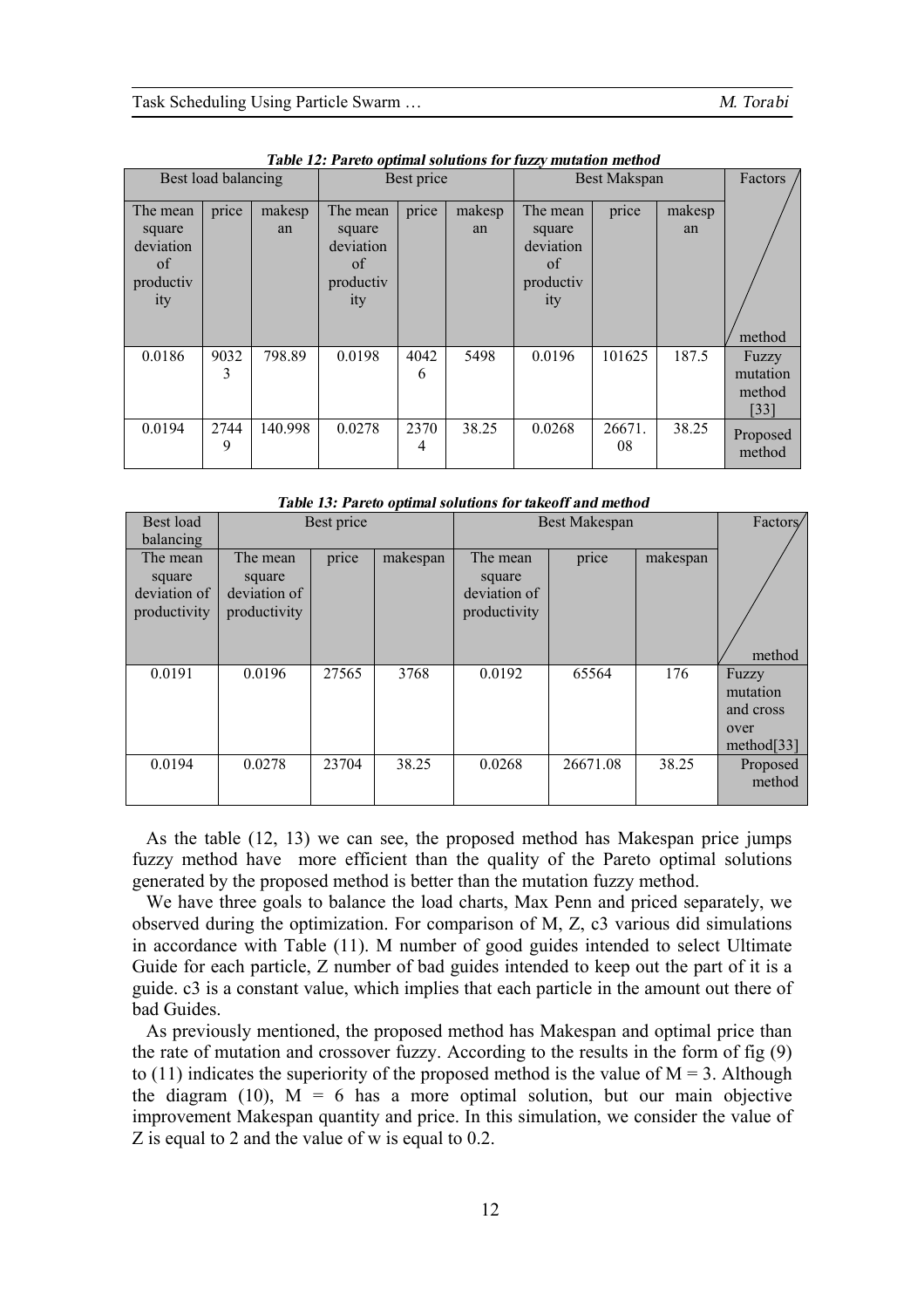***Table 12: Pareto optimal solutions for fuzzy mutation method***

| Best load balancing | | | Best price | | | Best Makspan | | | Factors / method |
|---|---|---|---|---|---|---|---|---|---|
| The mean square deviation of productivity | price | makespan | The mean square deviation of productivity | price | makespan | The mean square deviation of productivity | price | makespan | |
| 0.0186 | 90323 | 798.89 | 0.0198 | 40426 | 5498 | 0.0196 | 101625 | 187.5 | Fuzzy mutation method [33] |
| 0.0194 | 27449 | 140.998 | 0.0278 | 23704 | 38.25 | 0.0268 | 26671.08 | 38.25 | Proposed method |

***Table 13: Pareto optimal solutions for takeoff and method***

| Best load balancing | Best price | | | Best Makespan | | | Factors / method |
|---|---|---|---|---|---|---|---|
| The mean square deviation of productivity | The mean square deviation of productivity | price | makespan | The mean square deviation of productivity | price | makespan | |
| 0.0191 | 0.0196 | 27565 | 3768 | 0.0192 | 65564 | 176 | Fuzzy mutation and cross over method[33] |
| 0.0194 | 0.0278 | 23704 | 38.25 | 0.0268 | 26671.08 | 38.25 | Proposed method |

As the table (12, 13) we can see, the proposed method has Makespan price jumps fuzzy method have more efficient than the quality of the Pareto optimal solutions generated by the proposed method is better than the mutation fuzzy method.

We have three goals to balance the load charts, Max Penn and priced separately, we observed during the optimization. For comparison of M, Z, c3 various did simulations in accordance with Table (11). M number of good guides intended to select Ultimate Guide for each particle, Z number of bad guides intended to keep out the part of it is a guide. c3 is a constant value, which implies that each particle in the amount out there of bad Guides.

As previously mentioned, the proposed method has Makespan and optimal price than the rate of mutation and crossover fuzzy. According to the results in the form of fig (9) to (11) indicates the superiority of the proposed method is the value of $M = 3$. Although the diagram (10), $M = 6$ has a more optimal solution, but our main objective improvement Makespan quantity and price. In this simulation, we consider the value of Z is equal to 2 and the value of w is equal to 0.2.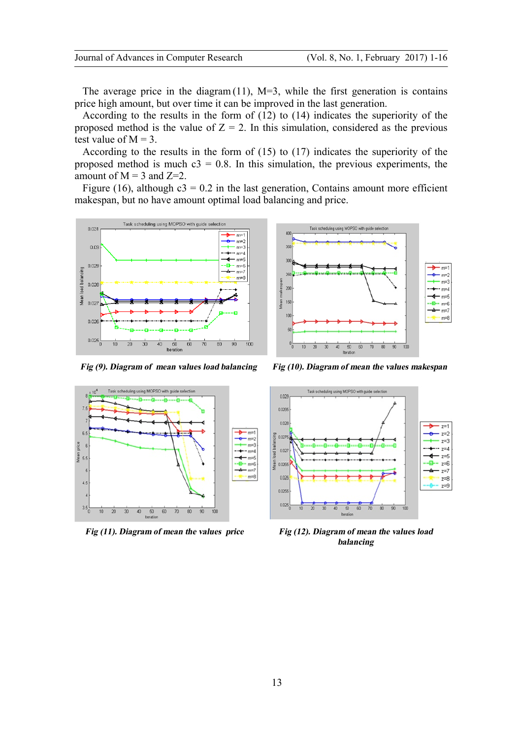The average price in the diagram (11), M=3, while the first generation is contains price high amount, but over time it can be improved in the last generation.

According to the results in the form of (12) to (14) indicates the superiority of the proposed method is the value of Z = 2. In this simulation, considered as the previous test value of M = 3.

According to the results in the form of (15) to (17) indicates the superiority of the proposed method is much c3 = 0.8. In this simulation, the previous experiments, the amount of M = 3 and Z=2.

Figure (16), although c3 = 0.2 in the last generation, Contains amount more efficient makespan, but no have amount optimal load balancing and price.

***Fig (9). Diagram of mean values load balancing***

***Fig (10). Diagram of mean the values makespan***

***Fig (11). Diagram of mean the values price***

***Fig (12). Diagram of mean the values load balancing***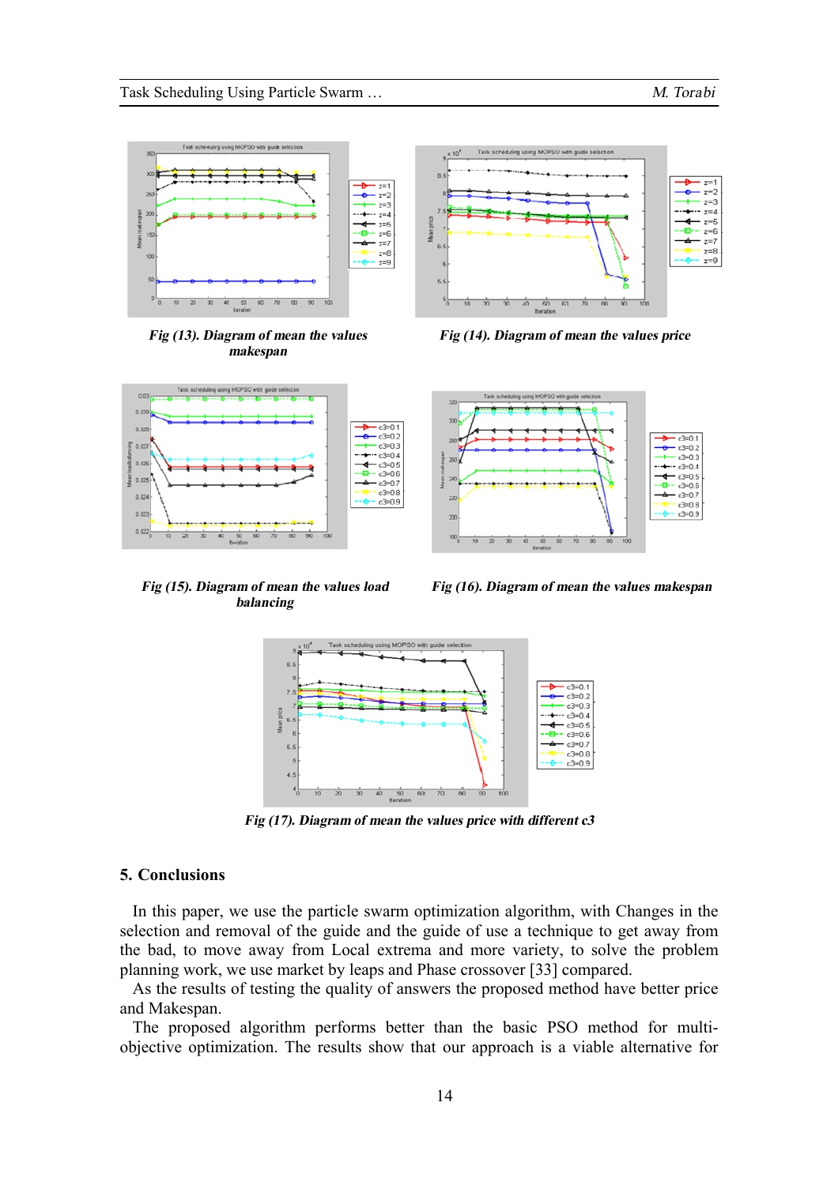Fig (13). Diagram of mean the values makespan

Fig (14). Diagram of mean the values price

Fig (15). Diagram of mean the values load balancing

Fig (16). Diagram of mean the values makespan

Fig (17). Diagram of mean the values price with different c3

## 5. Conclusions

In this paper, we use the particle swarm optimization algorithm, with Changes in the selection and removal of the guide and the guide of use a technique to get away from the bad, to move away from Local extrema and more variety, to solve the problem planning work, we use market by leaps and Phase crossover [33] compared.

As the results of testing the quality of answers the proposed method have better price and Makespan.

The proposed algorithm performs better than the basic PSO method for multi-objective optimization. The results show that our approach is a viable alternative for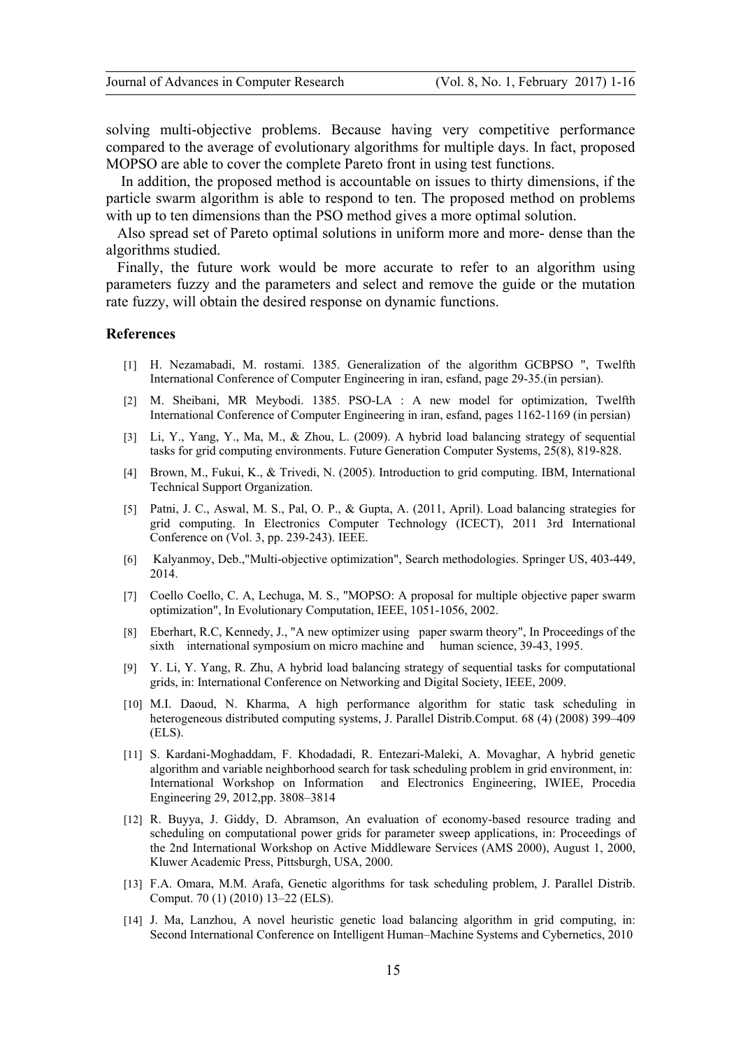solving multi-objective problems. Because having very competitive performance compared to the average of evolutionary algorithms for multiple days. In fact, proposed MOPSO are able to cover the complete Pareto front in using test functions.

In addition, the proposed method is accountable on issues to thirty dimensions, if the particle swarm algorithm is able to respond to ten. The proposed method on problems with up to ten dimensions than the PSO method gives a more optimal solution.

Also spread set of Pareto optimal solutions in uniform more and more- dense than the algorithms studied.

Finally, the future work would be more accurate to refer to an algorithm using parameters fuzzy and the parameters and select and remove the guide or the mutation rate fuzzy, will obtain the desired response on dynamic functions.

## References

[1] H. Nezamabadi, M. rostami. 1385. Generalization of the algorithm GCBPSO ", Twelfth International Conference of Computer Engineering in iran, esfand, page 29-35.(in persian).

[2] M. Sheibani, MR Meybodi. 1385. PSO-LA : A new model for optimization, Twelfth International Conference of Computer Engineering in iran, esfand, pages 1162-1169 (in persian)

[3] Li, Y., Yang, Y., Ma, M., & Zhou, L. (2009). A hybrid load balancing strategy of sequential tasks for grid computing environments. Future Generation Computer Systems, 25(8), 819-828.

[4] Brown, M., Fukui, K., & Trivedi, N. (2005). Introduction to grid computing. IBM, International Technical Support Organization.

[5] Patni, J. C., Aswal, M. S., Pal, O. P., & Gupta, A. (2011, April). Load balancing strategies for grid computing. In Electronics Computer Technology (ICECT), 2011 3rd International Conference on (Vol. 3, pp. 239-243). IEEE.

[6] Kalyanmoy, Deb.,"Multi-objective optimization", Search methodologies. Springer US, 403-449, 2014.

[7] Coello Coello, C. A, Lechuga, M. S., "MOPSO: A proposal for multiple objective paper swarm optimization", In Evolutionary Computation, IEEE, 1051-1056, 2002.

[8] Eberhart, R.C, Kennedy, J., "A new optimizer using paper swarm theory", In Proceedings of the sixth international symposium on micro machine and human science, 39-43, 1995.

[9] Y. Li, Y. Yang, R. Zhu, A hybrid load balancing strategy of sequential tasks for computational grids, in: International Conference on Networking and Digital Society, IEEE, 2009.

[10] M.I. Daoud, N. Kharma, A high performance algorithm for static task scheduling in heterogeneous distributed computing systems, J. Parallel Distrib.Comput. 68 (4) (2008) 399–409 (ELS).

[11] S. Kardani-Moghaddam, F. Khodadadi, R. Entezari-Maleki, A. Movaghar, A hybrid genetic algorithm and variable neighborhood search for task scheduling problem in grid environment, in: International Workshop on Information and Electronics Engineering, IWIEE, Procedia Engineering 29, 2012,pp. 3808–3814

[12] R. Buyya, J. Giddy, D. Abramson, An evaluation of economy-based resource trading and scheduling on computational power grids for parameter sweep applications, in: Proceedings of the 2nd International Workshop on Active Middleware Services (AMS 2000), August 1, 2000, Kluwer Academic Press, Pittsburgh, USA, 2000.

[13] F.A. Omara, M.M. Arafa, Genetic algorithms for task scheduling problem, J. Parallel Distrib. Comput. 70 (1) (2010) 13–22 (ELS).

[14] J. Ma, Lanzhou, A novel heuristic genetic load balancing algorithm in grid computing, in: Second International Conference on Intelligent Human–Machine Systems and Cybernetics, 2010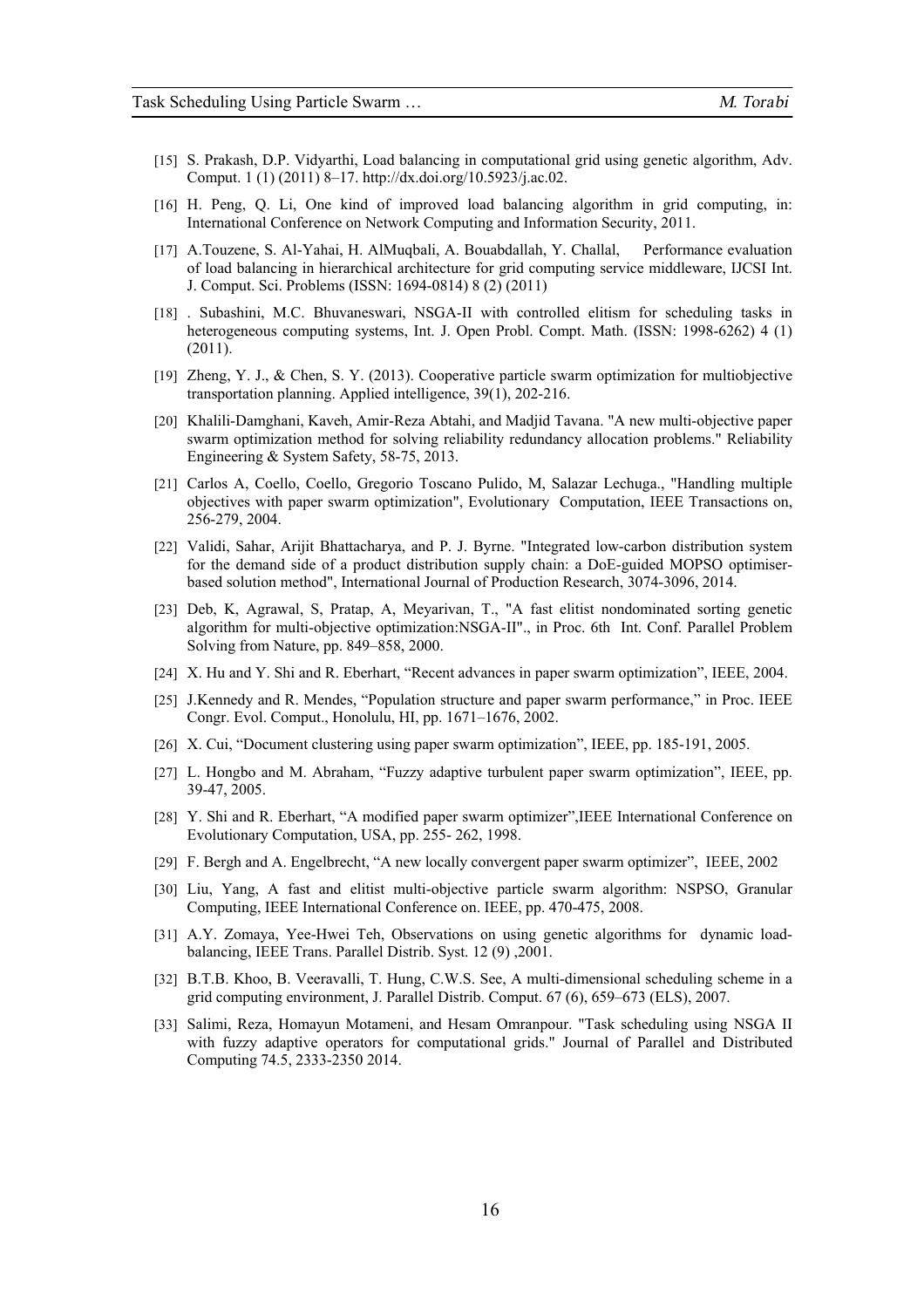[15] S. Prakash, D.P. Vidyarthi, Load balancing in computational grid using genetic algorithm, Adv. Comput. 1 (1) (2011) 8–17. http://dx.doi.org/10.5923/j.ac.02.

[16] H. Peng, Q. Li, One kind of improved load balancing algorithm in grid computing, in: International Conference on Network Computing and Information Security, 2011.

[17] A.Touzene, S. Al-Yahai, H. AlMuqbali, A. Bouabdallah, Y. Challal, Performance evaluation of load balancing in hierarchical architecture for grid computing service middleware, IJCSI Int. J. Comput. Sci. Problems (ISSN: 1694-0814) 8 (2) (2011)

[18] . Subashini, M.C. Bhuvaneswari, NSGA-II with controlled elitism for scheduling tasks in heterogeneous computing systems, Int. J. Open Probl. Compt. Math. (ISSN: 1998-6262) 4 (1) (2011).

[19] Zheng, Y. J., & Chen, S. Y. (2013). Cooperative particle swarm optimization for multiobjective transportation planning. Applied intelligence, 39(1), 202-216.

[20] Khalili-Damghani, Kaveh, Amir-Reza Abtahi, and Madjid Tavana. "A new multi-objective paper swarm optimization method for solving reliability redundancy allocation problems." Reliability Engineering & System Safety, 58-75, 2013.

[21] Carlos A, Coello, Coello, Gregorio Toscano Pulido, M, Salazar Lechuga., "Handling multiple objectives with paper swarm optimization", Evolutionary Computation, IEEE Transactions on, 256-279, 2004.

[22] Validi, Sahar, Arijit Bhattacharya, and P. J. Byrne. "Integrated low-carbon distribution system for the demand side of a product distribution supply chain: a DoE-guided MOPSO optimiser-based solution method", International Journal of Production Research, 3074-3096, 2014.

[23] Deb, K, Agrawal, S, Pratap, A, Meyarivan, T., "A fast elitist nondominated sorting genetic algorithm for multi-objective optimization:NSGA-II"., in Proc. 6th Int. Conf. Parallel Problem Solving from Nature, pp. 849–858, 2000.

[24] X. Hu and Y. Shi and R. Eberhart, "Recent advances in paper swarm optimization", IEEE, 2004.

[25] J.Kennedy and R. Mendes, "Population structure and paper swarm performance," in Proc. IEEE Congr. Evol. Comput., Honolulu, HI, pp. 1671–1676, 2002.

[26] X. Cui, "Document clustering using paper swarm optimization", IEEE, pp. 185-191, 2005.

[27] L. Hongbo and M. Abraham, "Fuzzy adaptive turbulent paper swarm optimization", IEEE, pp. 39-47, 2005.

[28] Y. Shi and R. Eberhart, "A modified paper swarm optimizer",IEEE International Conference on Evolutionary Computation, USA, pp. 255- 262, 1998.

[29] F. Bergh and A. Engelbrecht, "A new locally convergent paper swarm optimizer", IEEE, 2002

[30] Liu, Yang, A fast and elitist multi-objective particle swarm algorithm: NSPSO, Granular Computing, IEEE International Conference on. IEEE, pp. 470-475, 2008.

[31] A.Y. Zomaya, Yee-Hwei Teh, Observations on using genetic algorithms for dynamic load-balancing, IEEE Trans. Parallel Distrib. Syst. 12 (9) ,2001.

[32] B.T.B. Khoo, B. Veeravalli, T. Hung, C.W.S. See, A multi-dimensional scheduling scheme in a grid computing environment, J. Parallel Distrib. Comput. 67 (6), 659–673 (ELS), 2007.

[33] Salimi, Reza, Homayun Motameni, and Hesam Omranpour. "Task scheduling using NSGA II with fuzzy adaptive operators for computational grids." Journal of Parallel and Distributed Computing 74.5, 2333-2350 2014.